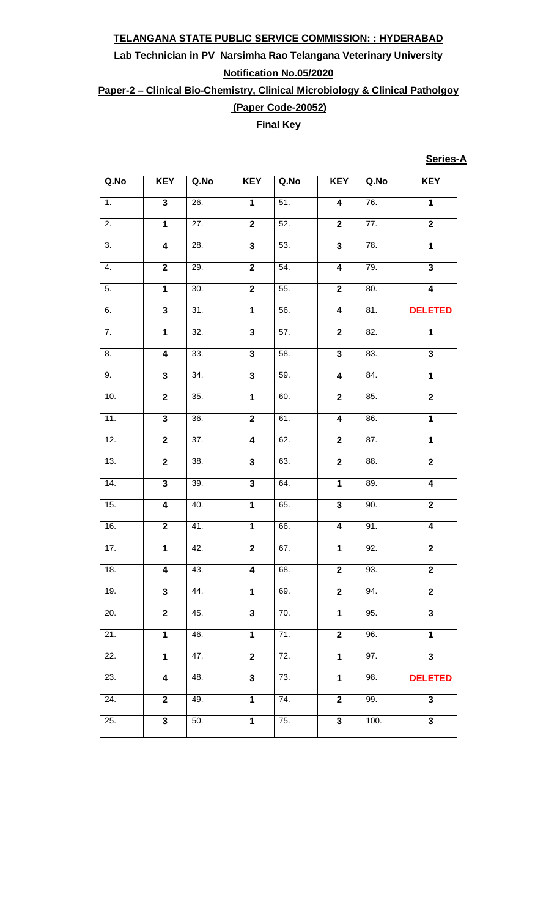**TELANGANA STATE PUBLIC SERVICE COMMISSION: : HYDERABAD**

**Lab Technician in PV Narsimha Rao Telangana Veterinary University**

**Notification No.05/2020**

**Paper-2 – Clinical Bio-Chemistry, Clinical Microbiology & Clinical Patholgoy**

**(Paper Code-20052)**

**Final Key**

**Series-A**

| Q.No | KEY | Q.No | KEY | Q.No | KEY | Q.No | KEY |
|---|---|---|---|---|---|---|---|
| 1. | 3 | 26. | 1 | 51. | 4 | 76. | 1 |
| 2. | 1 | 27. | 2 | 52. | 2 | 77. | 2 |
| 3. | 4 | 28. | 3 | 53. | 3 | 78. | 1 |
| 4. | 2 | 29. | 2 | 54. | 4 | 79. | 3 |
| 5. | 1 | 30. | 2 | 55. | 2 | 80. | 4 |
| 6. | 3 | 31. | 1 | 56. | 4 | 81. | DELETED |
| 7. | 1 | 32. | 3 | 57. | 2 | 82. | 1 |
| 8. | 4 | 33. | 3 | 58. | 3 | 83. | 3 |
| 9. | 3 | 34. | 3 | 59. | 4 | 84. | 1 |
| 10. | 2 | 35. | 1 | 60. | 2 | 85. | 2 |
| 11. | 3 | 36. | 2 | 61. | 4 | 86. | 1 |
| 12. | 2 | 37. | 4 | 62. | 2 | 87. | 1 |
| 13. | 2 | 38. | 3 | 63. | 2 | 88. | 2 |
| 14. | 3 | 39. | 3 | 64. | 1 | 89. | 4 |
| 15. | 4 | 40. | 1 | 65. | 3 | 90. | 2 |
| 16. | 2 | 41. | 1 | 66. | 4 | 91. | 4 |
| 17. | 1 | 42. | 2 | 67. | 1 | 92. | 2 |
| 18. | 4 | 43. | 4 | 68. | 2 | 93. | 2 |
| 19. | 3 | 44. | 1 | 69. | 2 | 94. | 2 |
| 20. | 2 | 45. | 3 | 70. | 1 | 95. | 3 |
| 21. | 1 | 46. | 1 | 71. | 2 | 96. | 1 |
| 22. | 1 | 47. | 2 | 72. | 1 | 97. | 3 |
| 23. | 4 | 48. | 3 | 73. | 1 | 98. | DELETED |
| 24. | 2 | 49. | 1 | 74. | 2 | 99. | 3 |
| 25. | 3 | 50. | 1 | 75. | 3 | 100. | 3 |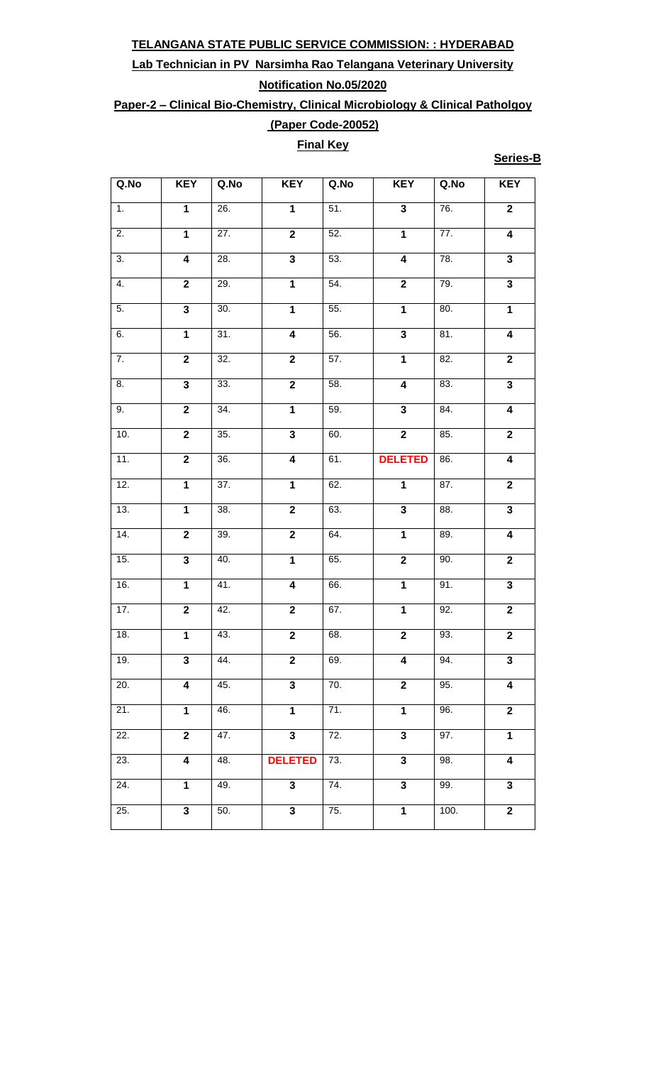**TELANGANA STATE PUBLIC SERVICE COMMISSION: : HYDERABAD**

**Lab Technician in PV Narsimha Rao Telangana Veterinary University**

**Notification No.05/2020**

**Paper-2 – Clinical Bio-Chemistry, Clinical Microbiology & Clinical Patholgoy**

**(Paper Code-20052)**

**Final Key**

**Series-B**

| Q.No | KEY | Q.No | KEY | Q.No | KEY | Q.No | KEY |
|---|---|---|---|---|---|---|---|
| 1. | 1 | 26. | 1 | 51. | 3 | 76. | 2 |
| 2. | 1 | 27. | 2 | 52. | 1 | 77. | 4 |
| 3. | 4 | 28. | 3 | 53. | 4 | 78. | 3 |
| 4. | 2 | 29. | 1 | 54. | 2 | 79. | 3 |
| 5. | 3 | 30. | 1 | 55. | 1 | 80. | 1 |
| 6. | 1 | 31. | 4 | 56. | 3 | 81. | 4 |
| 7. | 2 | 32. | 2 | 57. | 1 | 82. | 2 |
| 8. | 3 | 33. | 2 | 58. | 4 | 83. | 3 |
| 9. | 2 | 34. | 1 | 59. | 3 | 84. | 4 |
| 10. | 2 | 35. | 3 | 60. | 2 | 85. | 2 |
| 11. | 2 | 36. | 4 | 61. | DELETED | 86. | 4 |
| 12. | 1 | 37. | 1 | 62. | 1 | 87. | 2 |
| 13. | 1 | 38. | 2 | 63. | 3 | 88. | 3 |
| 14. | 2 | 39. | 2 | 64. | 1 | 89. | 4 |
| 15. | 3 | 40. | 1 | 65. | 2 | 90. | 2 |
| 16. | 1 | 41. | 4 | 66. | 1 | 91. | 3 |
| 17. | 2 | 42. | 2 | 67. | 1 | 92. | 2 |
| 18. | 1 | 43. | 2 | 68. | 2 | 93. | 2 |
| 19. | 3 | 44. | 2 | 69. | 4 | 94. | 3 |
| 20. | 4 | 45. | 3 | 70. | 2 | 95. | 4 |
| 21. | 1 | 46. | 1 | 71. | 1 | 96. | 2 |
| 22. | 2 | 47. | 3 | 72. | 3 | 97. | 1 |
| 23. | 4 | 48. | DELETED | 73. | 3 | 98. | 4 |
| 24. | 1 | 49. | 3 | 74. | 3 | 99. | 3 |
| 25. | 3 | 50. | 3 | 75. | 1 | 100. | 2 |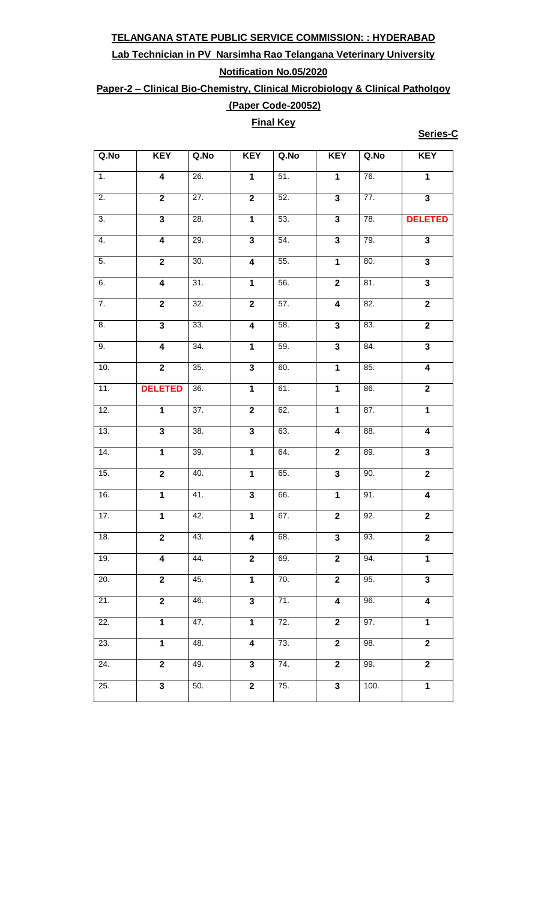**TELANGANA STATE PUBLIC SERVICE COMMISSION: : HYDERABAD**

**Lab Technician in PV Narsimha Rao Telangana Veterinary University**

**Notification No.05/2020**

**Paper-2 – Clinical Bio-Chemistry, Clinical Microbiology & Clinical Patholgoy**

**(Paper Code-20052)**

**Final Key**

**Series-C**

| Q.No | KEY | Q.No | KEY | Q.No | KEY | Q.No | KEY |
|---|---|---|---|---|---|---|---|
| 1. | 4 | 26. | 1 | 51. | 1 | 76. | 1 |
| 2. | 2 | 27. | 2 | 52. | 3 | 77. | 3 |
| 3. | 3 | 28. | 1 | 53. | 3 | 78. | DELETED |
| 4. | 4 | 29. | 3 | 54. | 3 | 79. | 3 |
| 5. | 2 | 30. | 4 | 55. | 1 | 80. | 3 |
| 6. | 4 | 31. | 1 | 56. | 2 | 81. | 3 |
| 7. | 2 | 32. | 2 | 57. | 4 | 82. | 2 |
| 8. | 3 | 33. | 4 | 58. | 3 | 83. | 2 |
| 9. | 4 | 34. | 1 | 59. | 3 | 84. | 3 |
| 10. | 2 | 35. | 3 | 60. | 1 | 85. | 4 |
| 11. | DELETED | 36. | 1 | 61. | 1 | 86. | 2 |
| 12. | 1 | 37. | 2 | 62. | 1 | 87. | 1 |
| 13. | 3 | 38. | 3 | 63. | 4 | 88. | 4 |
| 14. | 1 | 39. | 1 | 64. | 2 | 89. | 3 |
| 15. | 2 | 40. | 1 | 65. | 3 | 90. | 2 |
| 16. | 1 | 41. | 3 | 66. | 1 | 91. | 4 |
| 17. | 1 | 42. | 1 | 67. | 2 | 92. | 2 |
| 18. | 2 | 43. | 4 | 68. | 3 | 93. | 2 |
| 19. | 4 | 44. | 2 | 69. | 2 | 94. | 1 |
| 20. | 2 | 45. | 1 | 70. | 2 | 95. | 3 |
| 21. | 2 | 46. | 3 | 71. | 4 | 96. | 4 |
| 22. | 1 | 47. | 1 | 72. | 2 | 97. | 1 |
| 23. | 1 | 48. | 4 | 73. | 2 | 98. | 2 |
| 24. | 2 | 49. | 3 | 74. | 2 | 99. | 2 |
| 25. | 3 | 50. | 2 | 75. | 3 | 100. | 1 |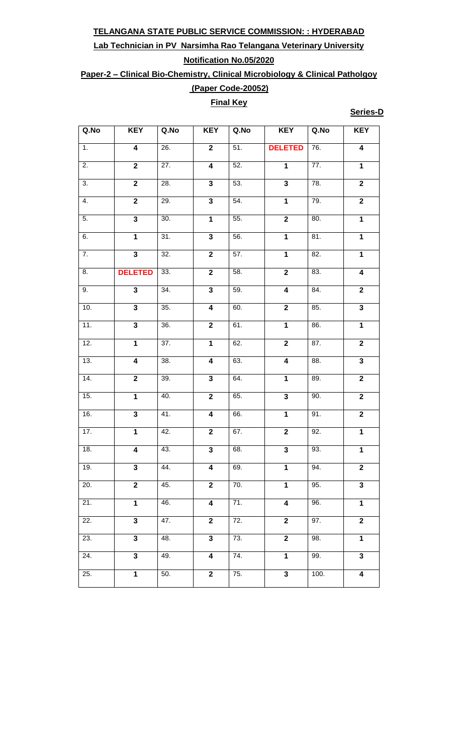**TELANGANA STATE PUBLIC SERVICE COMMISSION: : HYDERABAD**

**Lab Technician in PV Narsimha Rao Telangana Veterinary University**

**Notification No.05/2020**

**Paper-2 – Clinical Bio-Chemistry, Clinical Microbiology & Clinical Patholgoy**

**(Paper Code-20052)**

**Final Key**

**Series-D**

| Q.No | KEY | Q.No | KEY | Q.No | KEY | Q.No | KEY |
|---|---|---|---|---|---|---|---|
| 1. | 4 | 26. | 2 | 51. | DELETED | 76. | 4 |
| 2. | 2 | 27. | 4 | 52. | 1 | 77. | 1 |
| 3. | 2 | 28. | 3 | 53. | 3 | 78. | 2 |
| 4. | 2 | 29. | 3 | 54. | 1 | 79. | 2 |
| 5. | 3 | 30. | 1 | 55. | 2 | 80. | 1 |
| 6. | 1 | 31. | 3 | 56. | 1 | 81. | 1 |
| 7. | 3 | 32. | 2 | 57. | 1 | 82. | 1 |
| 8. | DELETED | 33. | 2 | 58. | 2 | 83. | 4 |
| 9. | 3 | 34. | 3 | 59. | 4 | 84. | 2 |
| 10. | 3 | 35. | 4 | 60. | 2 | 85. | 3 |
| 11. | 3 | 36. | 2 | 61. | 1 | 86. | 1 |
| 12. | 1 | 37. | 1 | 62. | 2 | 87. | 2 |
| 13. | 4 | 38. | 4 | 63. | 4 | 88. | 3 |
| 14. | 2 | 39. | 3 | 64. | 1 | 89. | 2 |
| 15. | 1 | 40. | 2 | 65. | 3 | 90. | 2 |
| 16. | 3 | 41. | 4 | 66. | 1 | 91. | 2 |
| 17. | 1 | 42. | 2 | 67. | 2 | 92. | 1 |
| 18. | 4 | 43. | 3 | 68. | 3 | 93. | 1 |
| 19. | 3 | 44. | 4 | 69. | 1 | 94. | 2 |
| 20. | 2 | 45. | 2 | 70. | 1 | 95. | 3 |
| 21. | 1 | 46. | 4 | 71. | 4 | 96. | 1 |
| 22. | 3 | 47. | 2 | 72. | 2 | 97. | 2 |
| 23. | 3 | 48. | 3 | 73. | 2 | 98. | 1 |
| 24. | 3 | 49. | 4 | 74. | 1 | 99. | 3 |
| 25. | 1 | 50. | 2 | 75. | 3 | 100. | 4 |